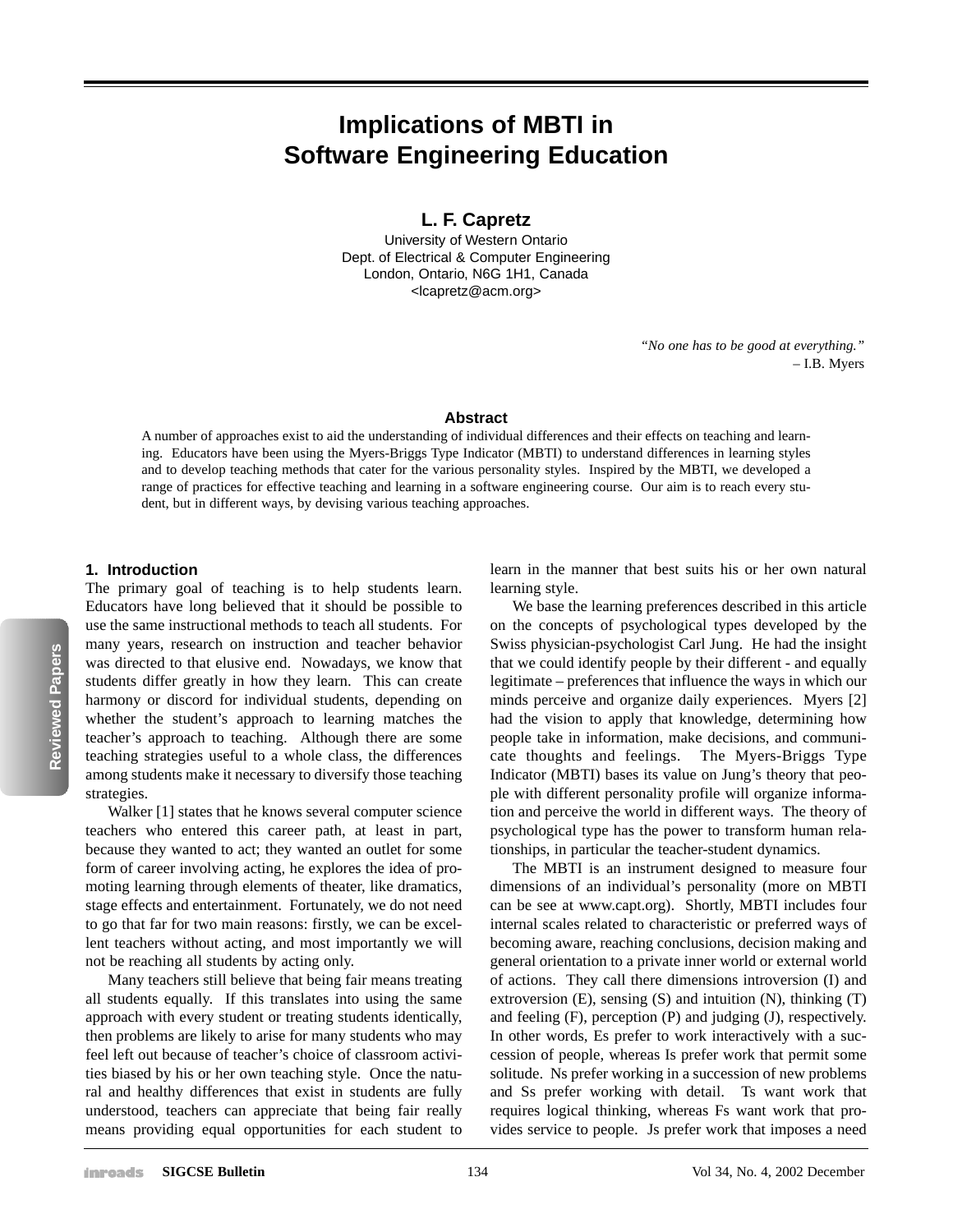# Implications of MBTI in Software Engineering Education

**L. F. Capretz**

University of Western Ontario
Dept. of Electrical & Computer Engineering
London, Ontario, N6G 1H1, Canada
<lcapretz@acm.org>

*"No one has to be good at everything."*
– I.B. Myers

## Abstract

A number of approaches exist to aid the understanding of individual differences and their effects on teaching and learning. Educators have been using the Myers-Briggs Type Indicator (MBTI) to understand differences in learning styles and to develop teaching methods that cater for the various personality styles. Inspired by the MBTI, we developed a range of practices for effective teaching and learning in a software engineering course. Our aim is to reach every student, but in different ways, by devising various teaching approaches.

## 1. Introduction

The primary goal of teaching is to help students learn. Educators have long believed that it should be possible to use the same instructional methods to teach all students. For many years, research on instruction and teacher behavior was directed to that elusive end. Nowadays, we know that students differ greatly in how they learn. This can create harmony or discord for individual students, depending on whether the student's approach to learning matches the teacher's approach to teaching. Although there are some teaching strategies useful to a whole class, the differences among students make it necessary to diversify those teaching strategies.

Walker [1] states that he knows several computer science teachers who entered this career path, at least in part, because they wanted to act; they wanted an outlet for some form of career involving acting, he explores the idea of promoting learning through elements of theater, like dramatics, stage effects and entertainment. Fortunately, we do not need to go that far for two main reasons: firstly, we can be excellent teachers without acting, and most importantly we will not be reaching all students by acting only.

Many teachers still believe that being fair means treating all students equally. If this translates into using the same approach with every student or treating students identically, then problems are likely to arise for many students who may feel left out because of teacher's choice of classroom activities biased by his or her own teaching style. Once the natural and healthy differences that exist in students are fully understood, teachers can appreciate that being fair really means providing equal opportunities for each student to learn in the manner that best suits his or her own natural learning style.

We base the learning preferences described in this article on the concepts of psychological types developed by the Swiss physician-psychologist Carl Jung. He had the insight that we could identify people by their different - and equally legitimate – preferences that influence the ways in which our minds perceive and organize daily experiences. Myers [2] had the vision to apply that knowledge, determining how people take in information, make decisions, and communicate thoughts and feelings. The Myers-Briggs Type Indicator (MBTI) bases its value on Jung's theory that people with different personality profile will organize information and perceive the world in different ways. The theory of psychological type has the power to transform human relationships, in particular the teacher-student dynamics.

The MBTI is an instrument designed to measure four dimensions of an individual's personality (more on MBTI can be see at www.capt.org). Shortly, MBTI includes four internal scales related to characteristic or preferred ways of becoming aware, reaching conclusions, decision making and general orientation to a private inner world or external world of actions. They call there dimensions introversion (I) and extroversion (E), sensing (S) and intuition (N), thinking (T) and feeling (F), perception (P) and judging (J), respectively. In other words, Es prefer to work interactively with a succession of people, whereas Is prefer work that permit some solitude. Ns prefer working in a succession of new problems and Ss prefer working with detail. Ts want work that requires logical thinking, whereas Fs want work that provides service to people. Js prefer work that imposes a need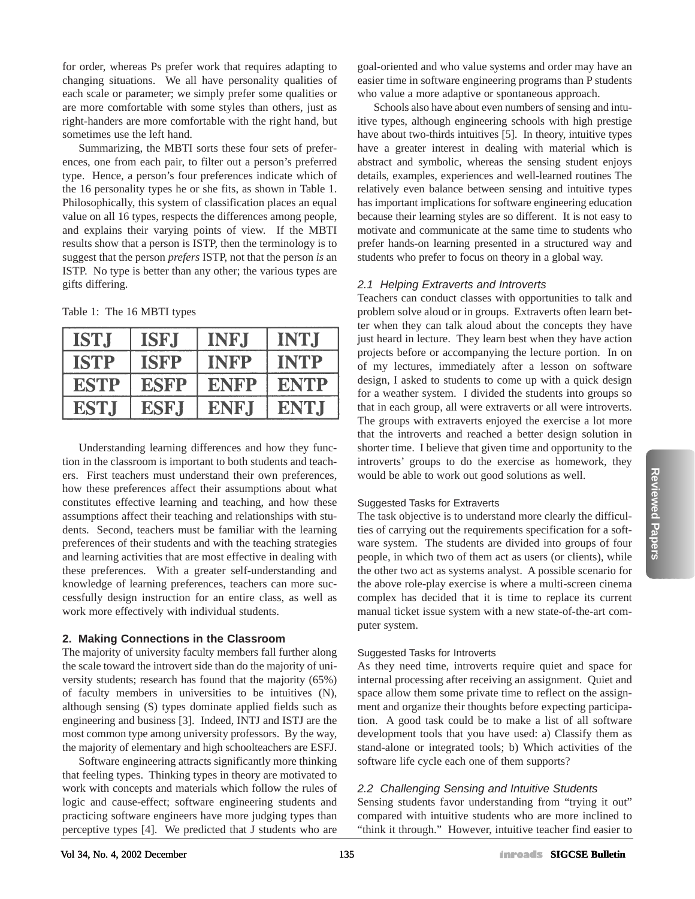for order, whereas Ps prefer work that requires adapting to changing situations. We all have personality qualities of each scale or parameter; we simply prefer some qualities or are more comfortable with some styles than others, just as right-handers are more comfortable with the right hand, but sometimes use the left hand.

Summarizing, the MBTI sorts these four sets of preferences, one from each pair, to filter out a person's preferred type. Hence, a person's four preferences indicate which of the 16 personality types he or she fits, as shown in Table 1. Philosophically, this system of classification places an equal value on all 16 types, respects the differences among people, and explains their varying points of view. If the MBTI results show that a person is ISTP, then the terminology is to suggest that the person *prefers* ISTP, not that the person *is* an ISTP. No type is better than any other; the various types are gifts differing.

Table 1: The 16 MBTI types

| | | | |
|---|---|---|---|
| **ISTJ** | **ISFJ** | **INFJ** | **INTJ** |
| **ISTP** | **ISFP** | **INFP** | **INTP** |
| **ESTP** | **ESFP** | **ENFP** | **ENTP** |
| **ESTJ** | **ESFJ** | **ENFJ** | **ENTJ** |

Understanding learning differences and how they function in the classroom is important to both students and teachers. First teachers must understand their own preferences, how these preferences affect their assumptions about what constitutes effective learning and teaching, and how these assumptions affect their teaching and relationships with students. Second, teachers must be familiar with the learning preferences of their students and with the teaching strategies and learning activities that are most effective in dealing with these preferences. With a greater self-understanding and knowledge of learning preferences, teachers can more successfully design instruction for an entire class, as well as work more effectively with individual students.

## 2. Making Connections in the Classroom

The majority of university faculty members fall further along the scale toward the introvert side than do the majority of university students; research has found that the majority (65%) of faculty members in universities to be intuitives (N), although sensing (S) types dominate applied fields such as engineering and business [3]. Indeed, INTJ and ISTJ are the most common type among university professors. By the way, the majority of elementary and high schoolteachers are ESFJ.

Software engineering attracts significantly more thinking that feeling types. Thinking types in theory are motivated to work with concepts and materials which follow the rules of logic and cause-effect; software engineering students and practicing software engineers have more judging types than perceptive types [4]. We predicted that J students who are goal-oriented and who value systems and order may have an easier time in software engineering programs than P students who value a more adaptive or spontaneous approach.

Schools also have about even numbers of sensing and intuitive types, although engineering schools with high prestige have about two-thirds intuitives [5]. In theory, intuitive types have a greater interest in dealing with material which is abstract and symbolic, whereas the sensing student enjoys details, examples, experiences and well-learned routines The relatively even balance between sensing and intuitive types has important implications for software engineering education because their learning styles are so different. It is not easy to motivate and communicate at the same time to students who prefer hands-on learning presented in a structured way and students who prefer to focus on theory in a global way.

### *2.1 Helping Extraverts and Introverts*

Teachers can conduct classes with opportunities to talk and problem solve aloud or in groups. Extraverts often learn better when they can talk aloud about the concepts they have just heard in lecture. They learn best when they have action projects before or accompanying the lecture portion. In on of my lectures, immediately after a lesson on software design, I asked to students to come up with a quick design for a weather system. I divided the students into groups so that in each group, all were extraverts or all were introverts. The groups with extraverts enjoyed the exercise a lot more that the introverts and reached a better design solution in shorter time. I believe that given time and opportunity to the introverts' groups to do the exercise as homework, they would be able to work out good solutions as well.

#### Suggested Tasks for Extraverts

The task objective is to understand more clearly the difficulties of carrying out the requirements specification for a software system. The students are divided into groups of four people, in which two of them act as users (or clients), while the other two act as systems analyst. A possible scenario for the above role-play exercise is where a multi-screen cinema complex has decided that it is time to replace its current manual ticket issue system with a new state-of-the-art computer system.

#### Suggested Tasks for Introverts

As they need time, introverts require quiet and space for internal processing after receiving an assignment. Quiet and space allow them some private time to reflect on the assignment and organize their thoughts before expecting participation. A good task could be to make a list of all software development tools that you have used: a) Classify them as stand-alone or integrated tools; b) Which activities of the software life cycle each one of them supports?

### *2.2 Challenging Sensing and Intuitive Students*

Sensing students favor understanding from "trying it out" compared with intuitive students who are more inclined to "think it through." However, intuitive teacher find easier to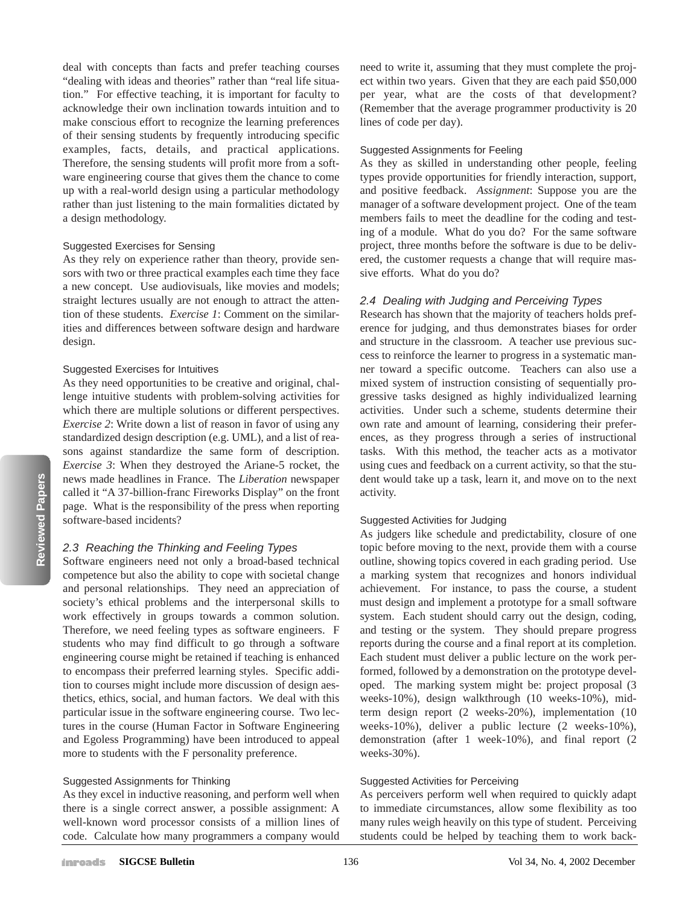deal with concepts than facts and prefer teaching courses "dealing with ideas and theories" rather than "real life situation." For effective teaching, it is important for faculty to acknowledge their own inclination towards intuition and to make conscious effort to recognize the learning preferences of their sensing students by frequently introducing specific examples, facts, details, and practical applications. Therefore, the sensing students will profit more from a software engineering course that gives them the chance to come up with a real-world design using a particular methodology rather than just listening to the main formalities dictated by a design methodology.

#### Suggested Exercises for Sensing

As they rely on experience rather than theory, provide sensors with two or three practical examples each time they face a new concept. Use audiovisuals, like movies and models; straight lectures usually are not enough to attract the attention of these students. *Exercise 1*: Comment on the similarities and differences between software design and hardware design.

#### Suggested Exercises for Intuitives

As they need opportunities to be creative and original, challenge intuitive students with problem-solving activities for which there are multiple solutions or different perspectives. *Exercise 2*: Write down a list of reason in favor of using any standardized design description (e.g. UML), and a list of reasons against standardize the same form of description. *Exercise 3*: When they destroyed the Ariane-5 rocket, the news made headlines in France. The *Liberation* newspaper called it "A 37-billion-franc Fireworks Display" on the front page. What is the responsibility of the press when reporting software-based incidents?

### *2.3 Reaching the Thinking and Feeling Types*

Software engineers need not only a broad-based technical competence but also the ability to cope with societal change and personal relationships. They need an appreciation of society's ethical problems and the interpersonal skills to work effectively in groups towards a common solution. Therefore, we need feeling types as software engineers. F students who may find difficult to go through a software engineering course might be retained if teaching is enhanced to encompass their preferred learning styles. Specific addition to courses might include more discussion of design aesthetics, ethics, social, and human factors. We deal with this particular issue in the software engineering course. Two lectures in the course (Human Factor in Software Engineering and Egoless Programming) have been introduced to appeal more to students with the F personality preference.

#### Suggested Assignments for Thinking

As they excel in inductive reasoning, and perform well when there is a single correct answer, a possible assignment: A well-known word processor consists of a million lines of code. Calculate how many programmers a company would need to write it, assuming that they must complete the project within two years. Given that they are each paid $50,000 per year, what are the costs of that development? (Remember that the average programmer productivity is 20 lines of code per day).

#### Suggested Assignments for Feeling

As they as skilled in understanding other people, feeling types provide opportunities for friendly interaction, support, and positive feedback. *Assignment*: Suppose you are the manager of a software development project. One of the team members fails to meet the deadline for the coding and testing of a module. What do you do? For the same software project, three months before the software is due to be delivered, the customer requests a change that will require massive efforts. What do you do?

### *2.4 Dealing with Judging and Perceiving Types*

Research has shown that the majority of teachers holds preference for judging, and thus demonstrates biases for order and structure in the classroom. A teacher use previous success to reinforce the learner to progress in a systematic manner toward a specific outcome. Teachers can also use a mixed system of instruction consisting of sequentially progressive tasks designed as highly individualized learning activities. Under such a scheme, students determine their own rate and amount of learning, considering their preferences, as they progress through a series of instructional tasks. With this method, the teacher acts as a motivator using cues and feedback on a current activity, so that the student would take up a task, learn it, and move on to the next activity.

#### Suggested Activities for Judging

As judgers like schedule and predictability, closure of one topic before moving to the next, provide them with a course outline, showing topics covered in each grading period. Use a marking system that recognizes and honors individual achievement. For instance, to pass the course, a student must design and implement a prototype for a small software system. Each student should carry out the design, coding, and testing or the system. They should prepare progress reports during the course and a final report at its completion. Each student must deliver a public lecture on the work performed, followed by a demonstration on the prototype developed. The marking system might be: project proposal (3 weeks-10%), design walkthrough (10 weeks-10%), midterm design report (2 weeks-20%), implementation (10 weeks-10%), deliver a public lecture (2 weeks-10%), demonstration (after 1 week-10%), and final report (2 weeks-30%).

#### Suggested Activities for Perceiving

As perceivers perform well when required to quickly adapt to immediate circumstances, allow some flexibility as too many rules weigh heavily on this type of student. Perceiving students could be helped by teaching them to work back-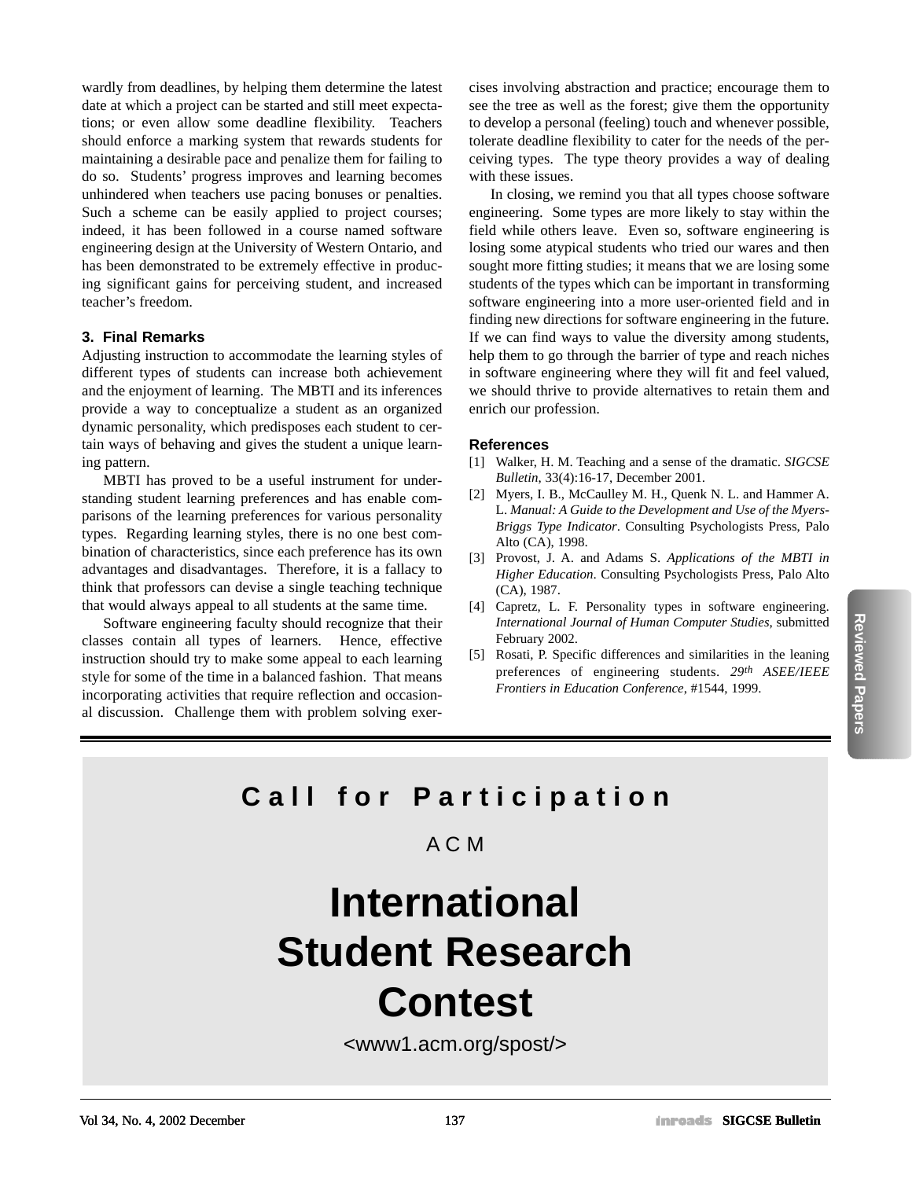wardly from deadlines, by helping them determine the latest date at which a project can be started and still meet expectations; or even allow some deadline flexibility. Teachers should enforce a marking system that rewards students for maintaining a desirable pace and penalize them for failing to do so. Students' progress improves and learning becomes unhindered when teachers use pacing bonuses or penalties. Such a scheme can be easily applied to project courses; indeed, it has been followed in a course named software engineering design at the University of Western Ontario, and has been demonstrated to be extremely effective in producing significant gains for perceiving student, and increased teacher's freedom.

### 3. Final Remarks

Adjusting instruction to accommodate the learning styles of different types of students can increase both achievement and the enjoyment of learning. The MBTI and its inferences provide a way to conceptualize a student as an organized dynamic personality, which predisposes each student to certain ways of behaving and gives the student a unique learning pattern.

MBTI has proved to be a useful instrument for understanding student learning preferences and has enable comparisons of the learning preferences for various personality types. Regarding learning styles, there is no one best combination of characteristics, since each preference has its own advantages and disadvantages. Therefore, it is a fallacy to think that professors can devise a single teaching technique that would always appeal to all students at the same time.

Software engineering faculty should recognize that their classes contain all types of learners. Hence, effective instruction should try to make some appeal to each learning style for some of the time in a balanced fashion. That means incorporating activities that require reflection and occasional discussion. Challenge them with problem solving exercises involving abstraction and practice; encourage them to see the tree as well as the forest; give them the opportunity to develop a personal (feeling) touch and whenever possible, tolerate deadline flexibility to cater for the needs of the perceiving types. The type theory provides a way of dealing with these issues.

In closing, we remind you that all types choose software engineering. Some types are more likely to stay within the field while others leave. Even so, software engineering is losing some atypical students who tried our wares and then sought more fitting studies; it means that we are losing some students of the types which can be important in transforming software engineering into a more user-oriented field and in finding new directions for software engineering in the future. If we can find ways to value the diversity among students, help them to go through the barrier of type and reach niches in software engineering where they will fit and feel valued, we should thrive to provide alternatives to retain them and enrich our profession.

### References

[1] Walker, H. M. Teaching and a sense of the dramatic. *SIGCSE Bulletin*, 33(4):16-17, December 2001.

[2] Myers, I. B., McCaulley M. H., Quenk N. L. and Hammer A. L. *Manual: A Guide to the Development and Use of the Myers-Briggs Type Indicator*. Consulting Psychologists Press, Palo Alto (CA), 1998.

[3] Provost, J. A. and Adams S. *Applications of the MBTI in Higher Education*. Consulting Psychologists Press, Palo Alto (CA), 1987.

[4] Capretz, L. F. Personality types in software engineering. *International Journal of Human Computer Studies*, submitted February 2002.

[5] Rosati, P. Specific differences and similarities in the leaning preferences of engineering students. *29th ASEE/IEEE Frontiers in Education Conference*, #1544, 1999.

---

**Call for Participation**

ACM

# International Student Research Contest

<www1.acm.org/spost/>